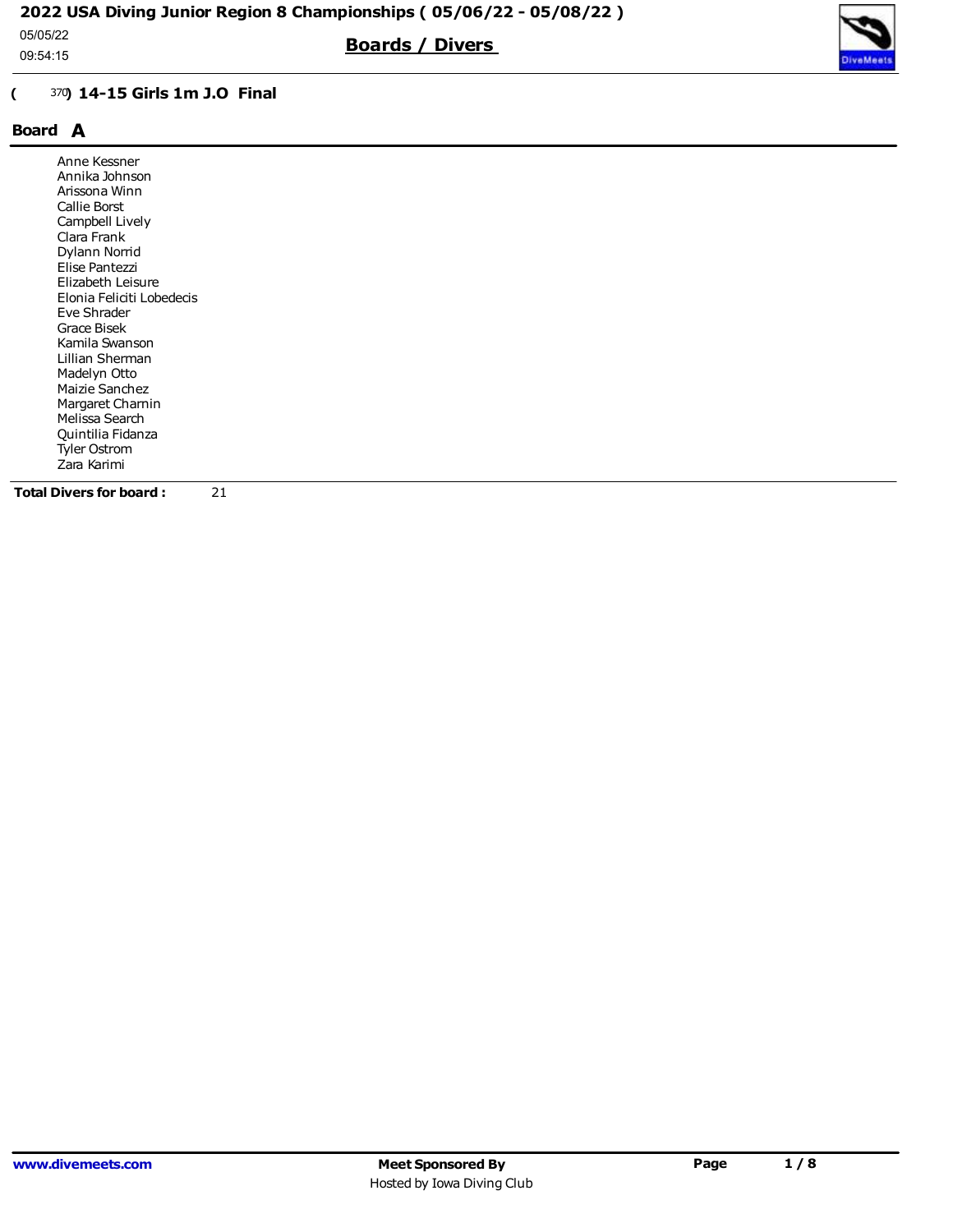# 2022 USA Diving Junior Region 8 Championships ( 05/06/22 - 05/08/22 )

05/05/22
09:54:15

## Boards / Divers

### ( 370) 14-15 Girls 1m J.O Final

### Board A

Anne Kessner
Annika Johnson
Arissona Winn
Callie Borst
Campbell Lively
Clara Frank
Dylann Norrid
Elise Pantezzi
Elizabeth Leisure
Elonia Feliciti Lobedecis
Eve Shrader
Grace Bisek
Kamila Swanson
Lillian Sherman
Madelyn Otto
Maizie Sanchez
Margaret Charnin
Melissa Search
Quintilia Fidanza
Tyler Ostrom
Zara Karimi

**Total Divers for board :** 21

**Meet Sponsored By**
Hosted by Iowa Diving Club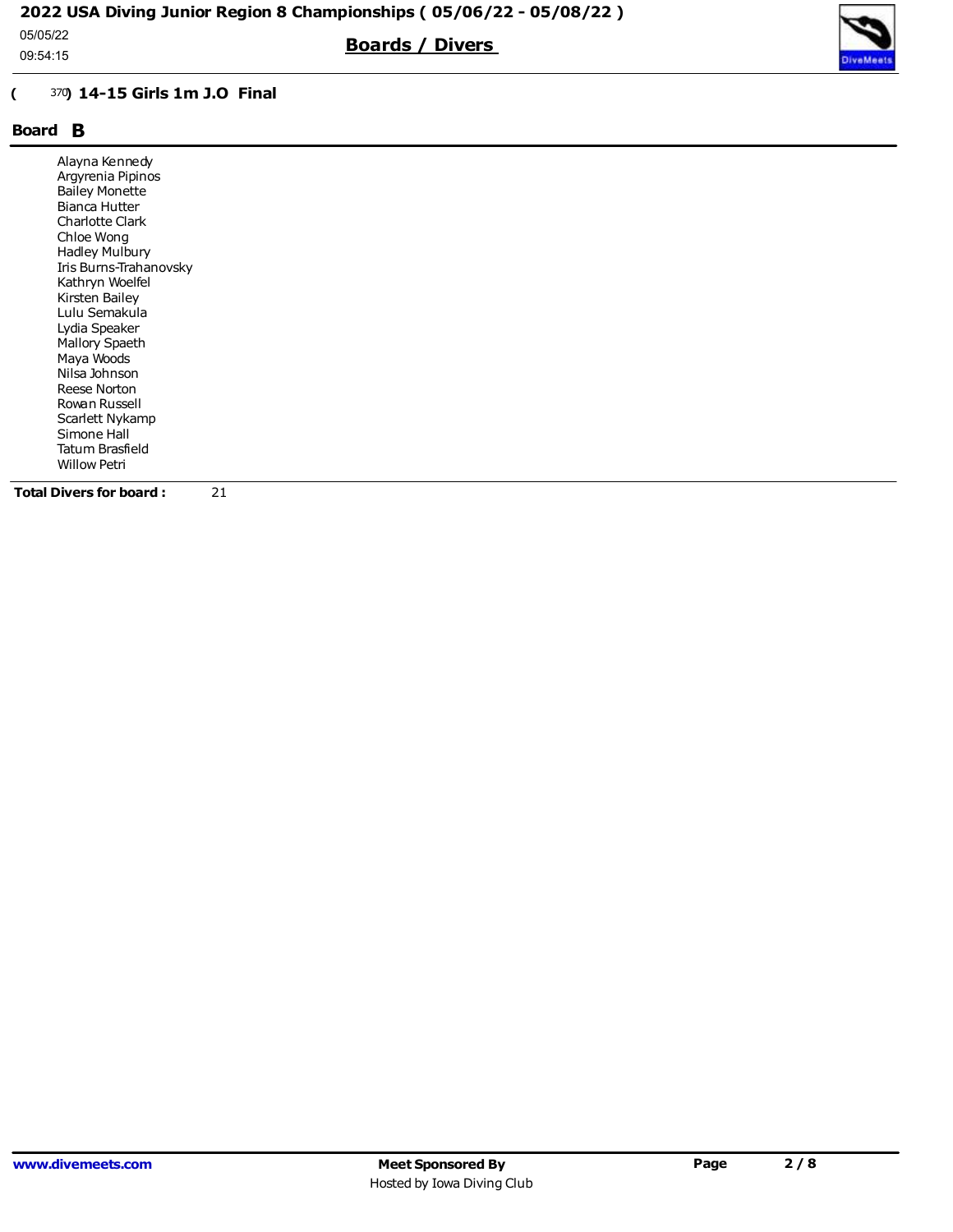## ( 370) 14-15 Girls 1m J.O Final

### Board B

- Alayna Kennedy
- Argyrenia Pipinos
- Bailey Monette
- Bianca Hutter
- Charlotte Clark
- Chloe Wong
- Hadley Mulbury
- Iris Burns-Trahanovsky
- Kathryn Woelfel
- Kirsten Bailey
- Lulu Semakula
- Lydia Speaker
- Mallory Spaeth
- Maya Woods
- Nilsa Johnson
- Reese Norton
- Rowan Russell
- Scarlett Nykamp
- Simone Hall
- Tatum Brasfield
- Willow Petri

**Total Divers for board :** 21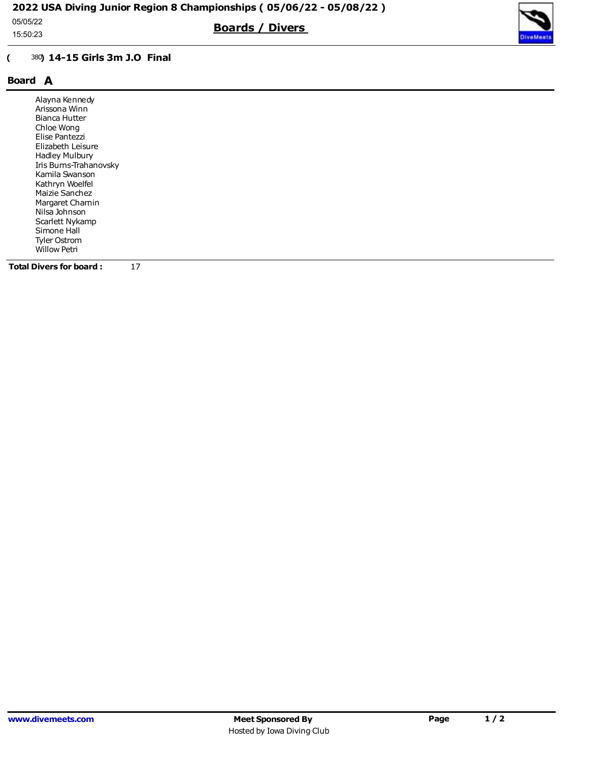# 2022 USA Diving Junior Region 8 Championships ( 05/06/22 - 05/08/22 )

05/05/22
15:50:23

## Boards / Divers

### ( 380) 14-15 Girls 3m J.O Final

**Board A**

- Alayna Kennedy
- Arissona Winn
- Bianca Hutter
- Chloe Wong
- Elise Pantezzi
- Elizabeth Leisure
- Hadley Mulbury
- Iris Burns-Trahanovsky
- Kamila Swanson
- Kathryn Woelfel
- Maizie Sanchez
- Margaret Charnin
- Nilsa Johnson
- Scarlett Nykamp
- Simone Hall
- Tyler Ostrom
- Willow Petri

**Total Divers for board :** 17

www.divemeets.com

**Meet Sponsored By**
Hosted by Iowa Diving Club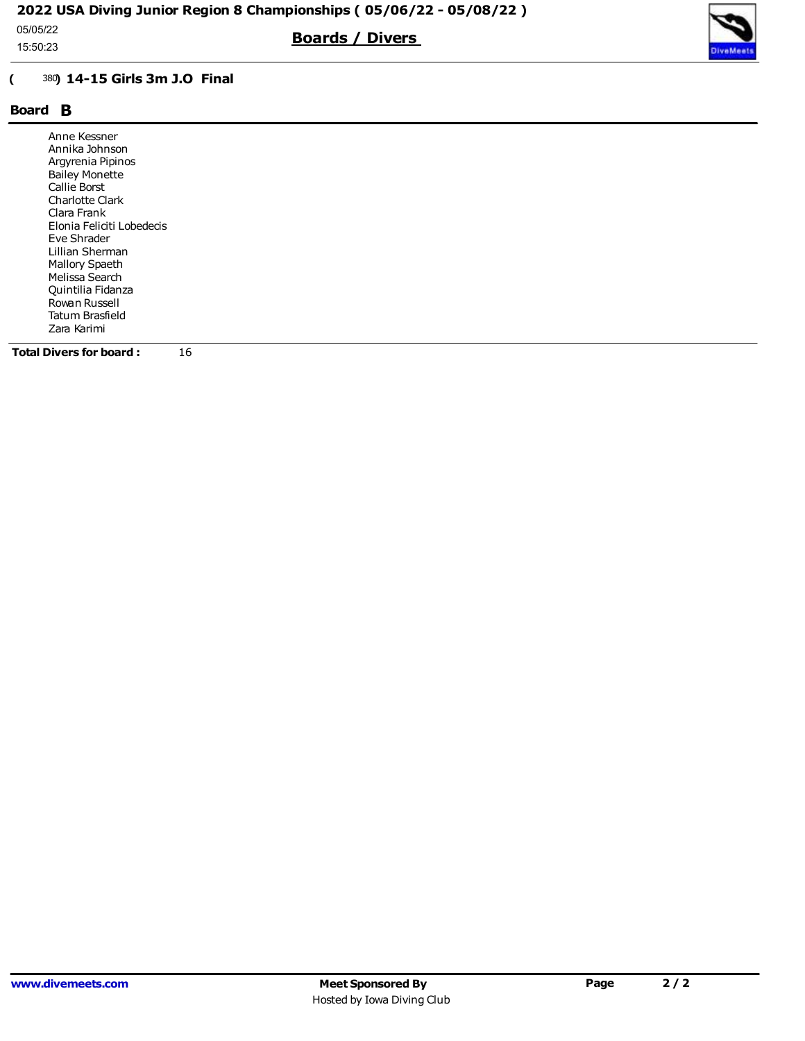## ( 380) 14-15 Girls 3m J.O Final

### Board B

Anne Kessner
Annika Johnson
Argyrenia Pipinos
Bailey Monette
Callie Borst
Charlotte Clark
Clara Frank
Elonia Feliciti Lobedecis
Eve Shrader
Lillian Sherman
Mallory Spaeth
Melissa Search
Quintilia Fidanza
Rowan Russell
Tatum Brasfield
Zara Karimi

**Total Divers for board :** 16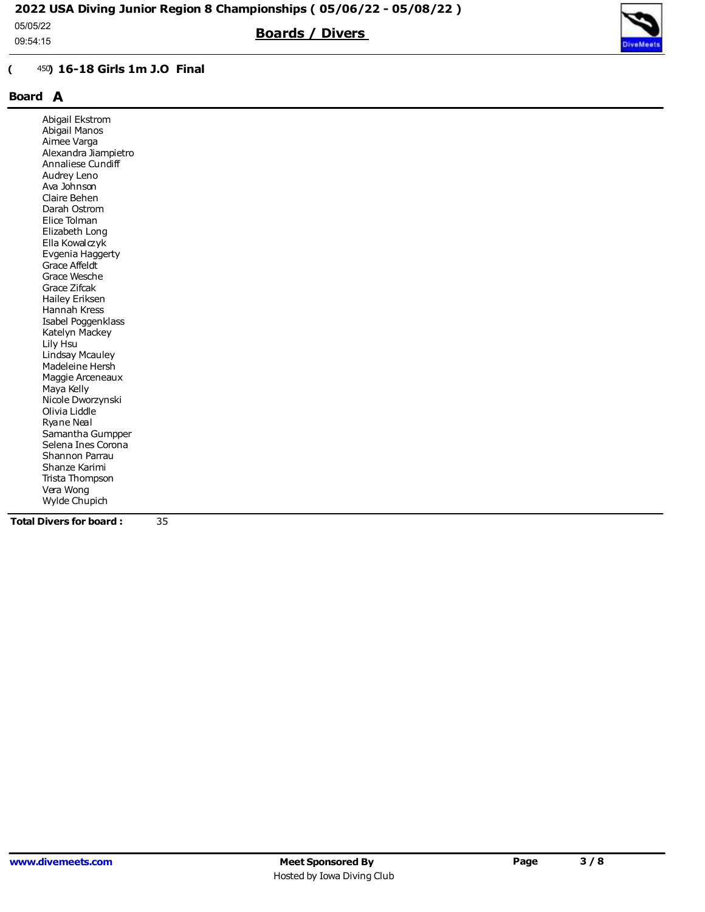## ( 450) 16-18 Girls 1m J.O Final

### Board A

Abigail Ekstrom
Abigail Manos
Aimee Varga
Alexandra Jiampietro
Annaliese Cundiff
Audrey Leno
Ava Johnson
Claire Behen
Darah Ostrom
Elice Tolman
Elizabeth Long
Ella Kowalczyk
Evgenia Haggerty
Grace Affeldt
Grace Wesche
Grace Zifcak
Hailey Eriksen
Hannah Kress
Isabel Poggenklass
Katelyn Mackey
Lily Hsu
Lindsay Mcauley
Madeleine Hersh
Maggie Arceneaux
Maya Kelly
Nicole Dworzynski
Olivia Liddle
Ryane Neal
Samantha Gumpper
Selena Ines Corona
Shannon Parrau
Shanze Karimi
Trista Thompson
Vera Wong
Wylde Chupich

**Total Divers for board :** 35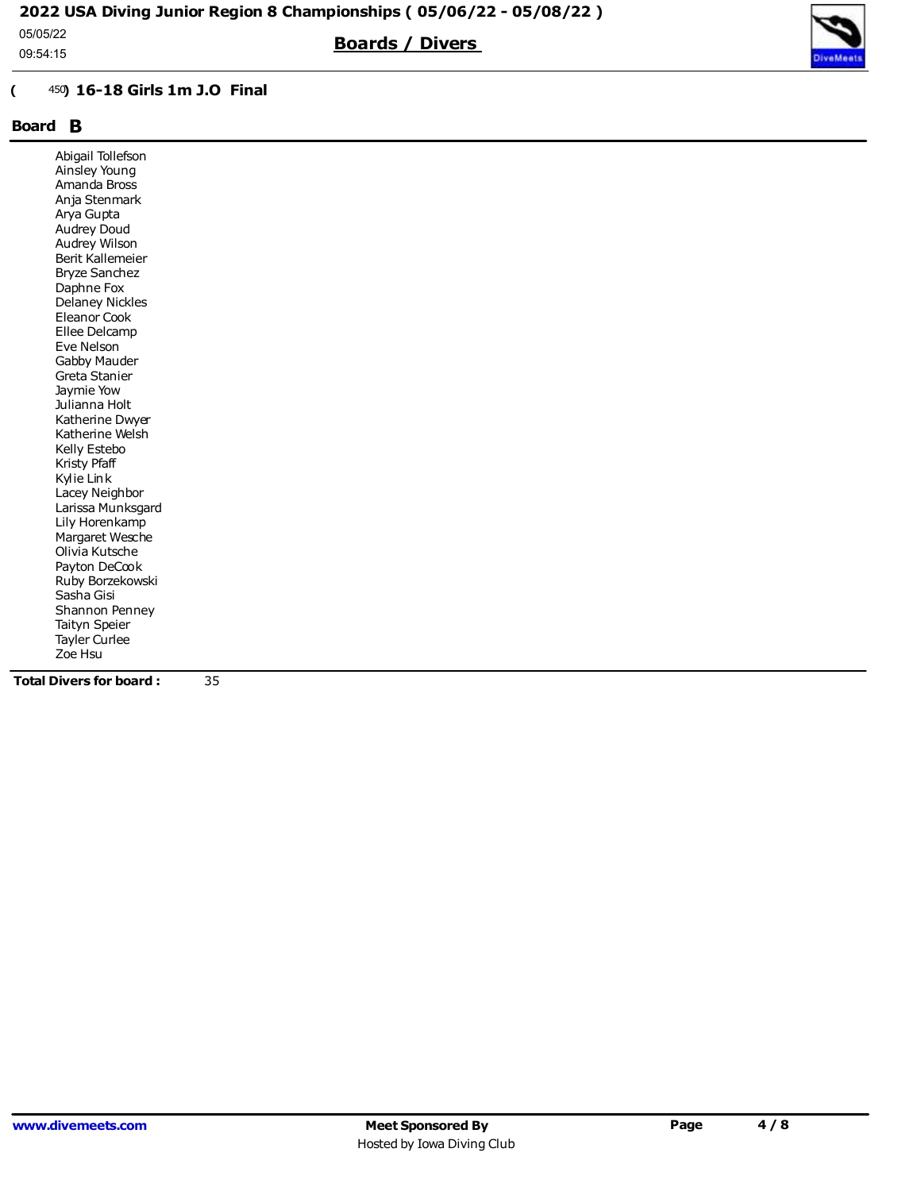## ( 450) 16-18 Girls 1m J.O Final

### Board B

- Abigail Tollefson
- Ainsley Young
- Amanda Bross
- Anja Stenmark
- Arya Gupta
- Audrey Doud
- Audrey Wilson
- Berit Kallemeier
- Bryze Sanchez
- Daphne Fox
- Delaney Nickles
- Eleanor Cook
- Ellee Delcamp
- Eve Nelson
- Gabby Mauder
- Greta Stanier
- Jaymie Yow
- Julianna Holt
- Katherine Dwyer
- Katherine Welsh
- Kelly Estebo
- Kristy Pfaff
- Kylie Link
- Lacey Neighbor
- Larissa Munksgard
- Lily Horenkamp
- Margaret Wesche
- Olivia Kutsche
- Payton DeCook
- Ruby Borzekowski
- Sasha Gisi
- Shannon Penney
- Taityn Speier
- Tayler Curlee
- Zoe Hsu

**Total Divers for board :** 35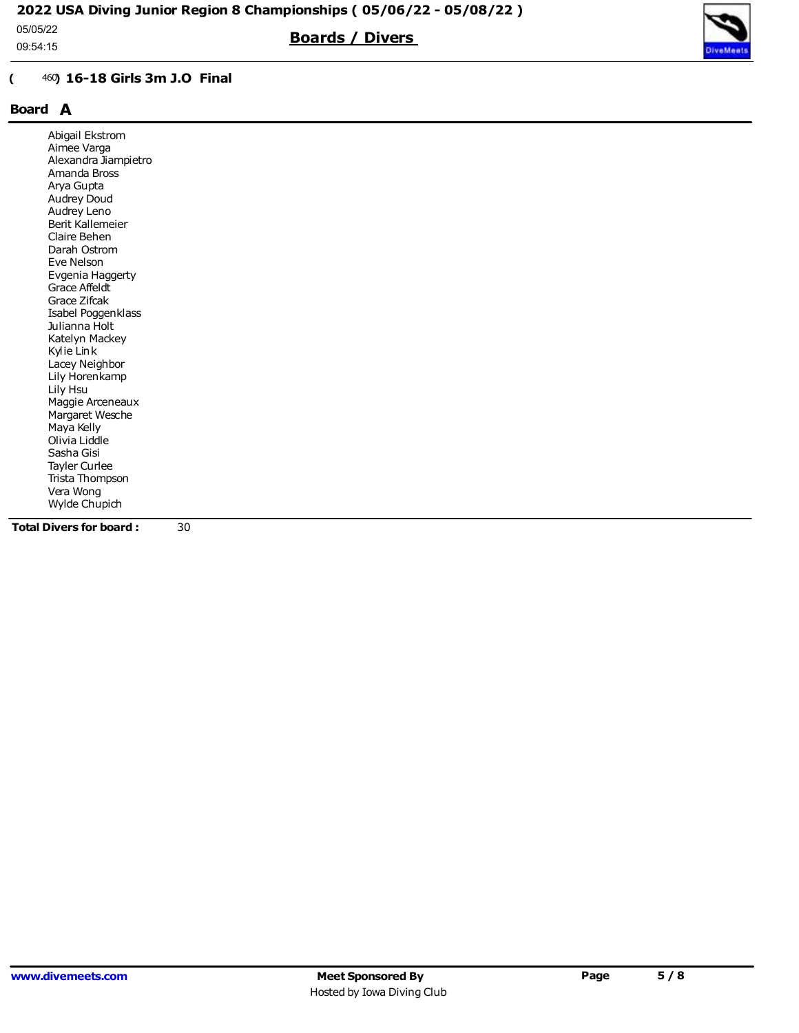## ( 460) 16-18 Girls 3m J.O Final

### Board A

- Abigail Ekstrom
- Aimee Varga
- Alexandra Jiampietro
- Amanda Bross
- Arya Gupta
- Audrey Doud
- Audrey Leno
- Berit Kallemeier
- Claire Behen
- Darah Ostrom
- Eve Nelson
- Evgenia Haggerty
- Grace Affeldt
- Grace Zifcak
- Isabel Poggenklass
- Julianna Holt
- Katelyn Mackey
- Kylie Link
- Lacey Neighbor
- Lily Horenkamp
- Lily Hsu
- Maggie Arceneaux
- Margaret Wesche
- Maya Kelly
- Olivia Liddle
- Sasha Gisi
- Tayler Curlee
- Trista Thompson
- Vera Wong
- Wylde Chupich

**Total Divers for board :** 30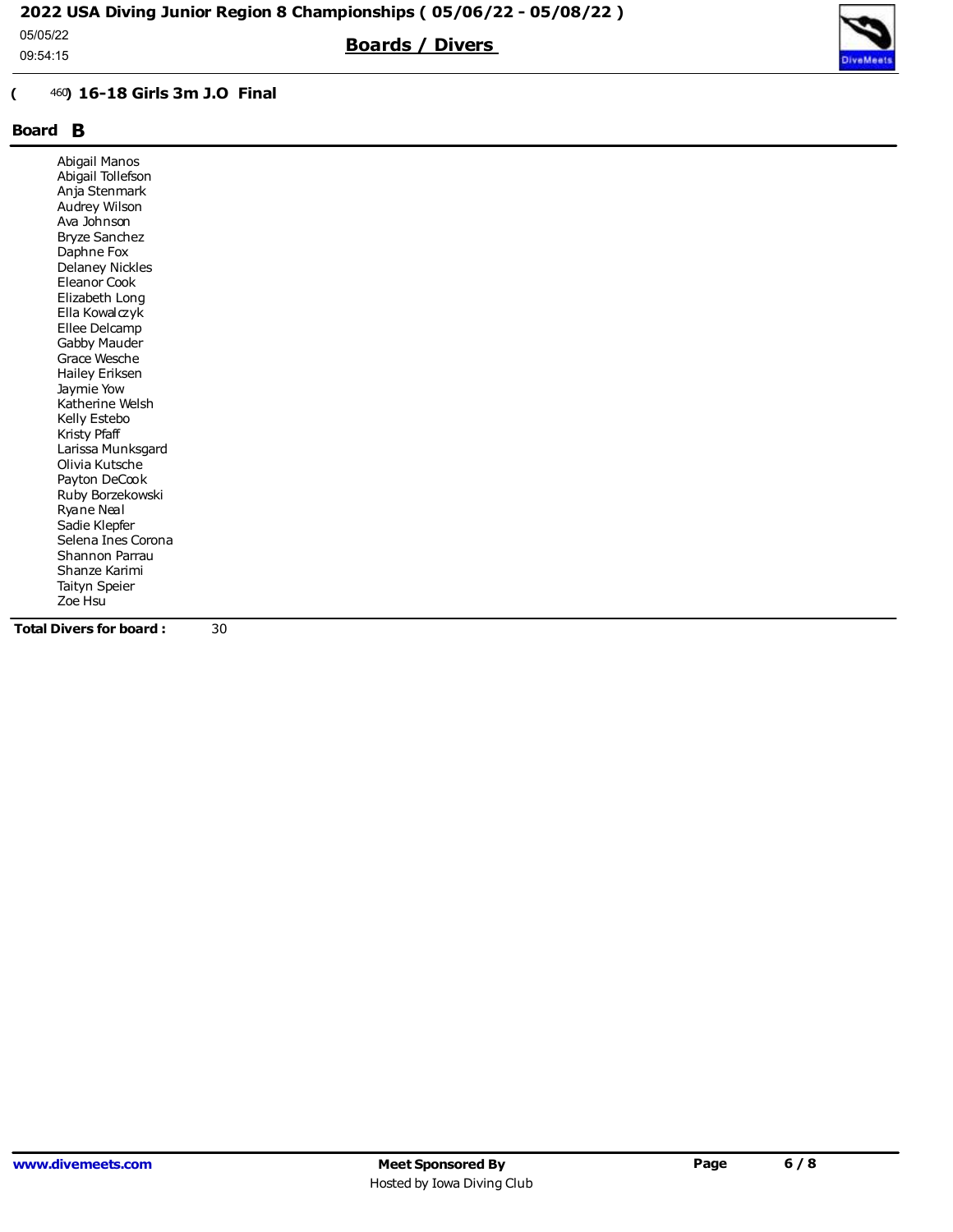# 2022 USA Diving Junior Region 8 Championships ( 05/06/22 - 05/08/22 )

05/05/22
09:54:15

## Boards / Divers

### ( 460) 16-18 Girls 3m J.O Final

**Board B**

Abigail Manos
Abigail Tollefson
Anja Stenmark
Audrey Wilson
Ava Johnson
Bryze Sanchez
Daphne Fox
Delaney Nickles
Eleanor Cook
Elizabeth Long
Ella Kowalczyk
Ellee Delcamp
Gabby Mauder
Grace Wesche
Hailey Eriksen
Jaymie Yow
Katherine Welsh
Kelly Estebo
Kristy Pfaff
Larissa Munksgard
Olivia Kutsche
Payton DeCook
Ruby Borzekowski
Ryane Neal
Sadie Klepfer
Selena Ines Corona
Shannon Parrau
Shanze Karimi
Taityn Speier
Zoe Hsu

**Total Divers for board :** 30

www.divemeets.com

**Meet Sponsored By**
Hosted by Iowa Diving Club